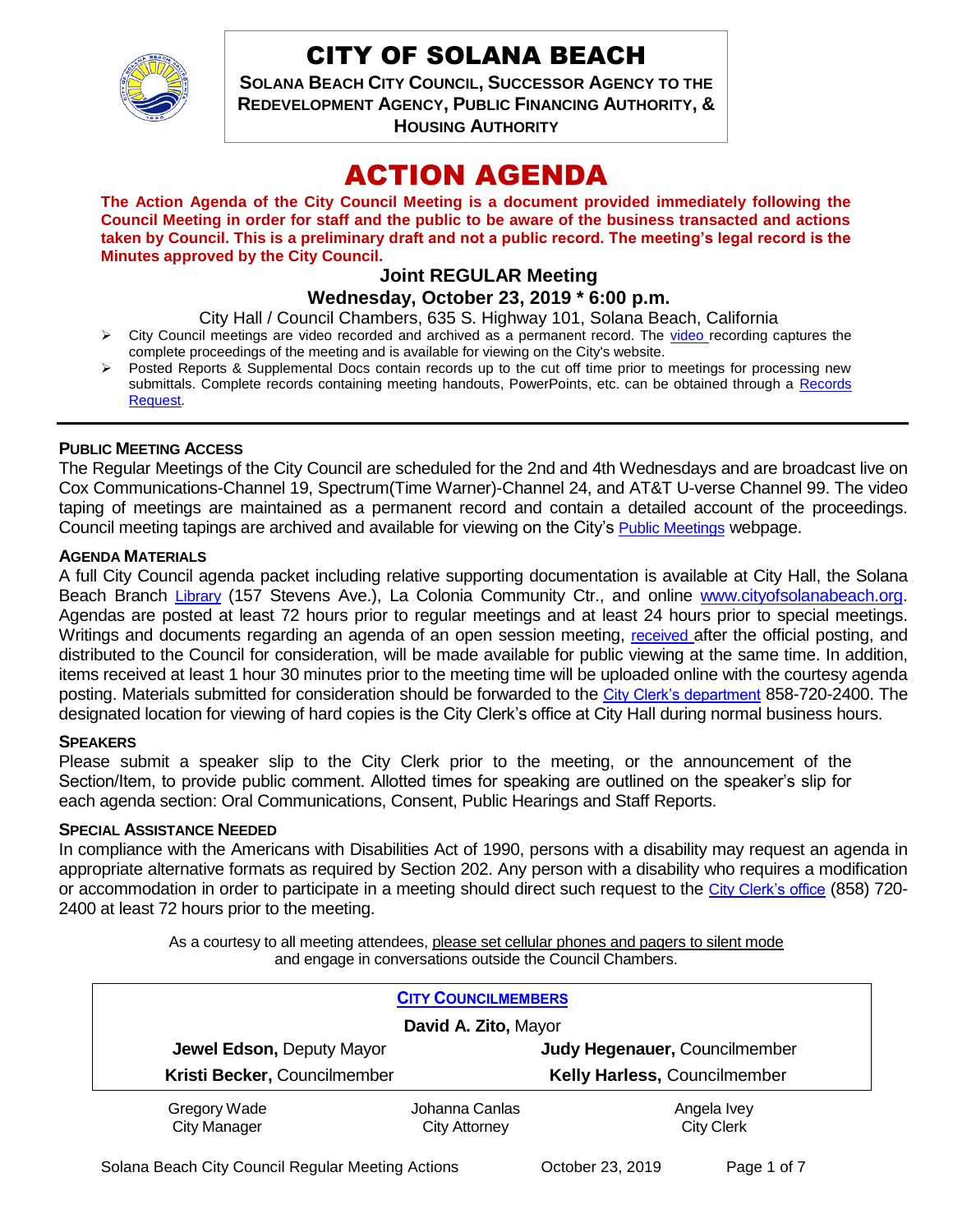# CITY OF SOLANA BEACH

**SOLANA BEACH CITY COUNCIL, SUCCESSOR AGENCY TO THE REDEVELOPMENT AGENCY, PUBLIC FINANCING AUTHORITY, & HOUSING AUTHORITY**

# ACTION AGENDA

**The Action Agenda of the City Council Meeting is a document provided immediately following the Council Meeting in order for staff and the public to be aware of the business transacted and actions taken by Council. This is a preliminary draft and not a public record. The meeting's legal record is the Minutes approved by the City Council.**

## Joint REGULAR Meeting

## Wednesday, October 23, 2019 * 6:00 p.m.

City Hall / Council Chambers, 635 S. Highway 101, Solana Beach, California

- City Council meetings are video recorded and archived as a permanent record. The video recording captures the complete proceedings of the meeting and is available for viewing on the City's website.
- Posted Reports & Supplemental Docs contain records up to the cut off time prior to meetings for processing new submittals. Complete records containing meeting handouts, PowerPoints, etc. can be obtained through a Records Request.

### PUBLIC MEETING ACCESS

The Regular Meetings of the City Council are scheduled for the 2nd and 4th Wednesdays and are broadcast live on Cox Communications-Channel 19, Spectrum(Time Warner)-Channel 24, and AT&T U-verse Channel 99. The video taping of meetings are maintained as a permanent record and contain a detailed account of the proceedings. Council meeting tapings are archived and available for viewing on the City's Public Meetings webpage.

### AGENDA MATERIALS

A full City Council agenda packet including relative supporting documentation is available at City Hall, the Solana Beach Branch Library (157 Stevens Ave.), La Colonia Community Ctr., and online www.cityofsolanabeach.org. Agendas are posted at least 72 hours prior to regular meetings and at least 24 hours prior to special meetings. Writings and documents regarding an agenda of an open session meeting, received after the official posting, and distributed to the Council for consideration, will be made available for public viewing at the same time. In addition, items received at least 1 hour 30 minutes prior to the meeting time will be uploaded online with the courtesy agenda posting. Materials submitted for consideration should be forwarded to the City Clerk's department 858-720-2400. The designated location for viewing of hard copies is the City Clerk's office at City Hall during normal business hours.

### SPEAKERS

Please submit a speaker slip to the City Clerk prior to the meeting, or the announcement of the Section/Item, to provide public comment. Allotted times for speaking are outlined on the speaker's slip for each agenda section: Oral Communications, Consent, Public Hearings and Staff Reports.

### SPECIAL ASSISTANCE NEEDED

In compliance with the Americans with Disabilities Act of 1990, persons with a disability may request an agenda in appropriate alternative formats as required by Section 202. Any person with a disability who requires a modification or accommodation in order to participate in a meeting should direct such request to the City Clerk's office (858) 720-2400 at least 72 hours prior to the meeting.

As a courtesy to all meeting attendees, please set cellular phones and pagers to silent mode and engage in conversations outside the Council Chambers.

**CITY COUNCILMEMBERS**

**David A. Zito,** Mayor

**Jewel Edson,** Deputy Mayor | **Judy Hegenauer,** Councilmember

**Kristi Becker,** Councilmember | **Kelly Harless,** Councilmember

| Gregory Wade<br>City Manager | Johanna Canlas<br>City Attorney | Angela Ivey<br>City Clerk |
|---|---|---|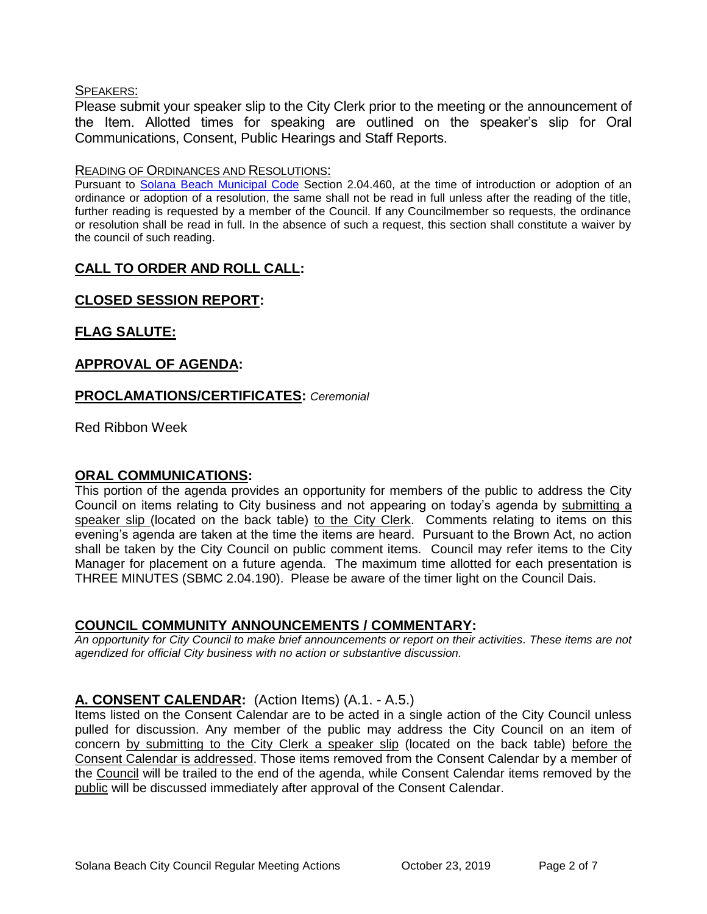SPEAKERS:

Please submit your speaker slip to the City Clerk prior to the meeting or the announcement of the Item. Allotted times for speaking are outlined on the speaker's slip for Oral Communications, Consent, Public Hearings and Staff Reports.

READING OF ORDINANCES AND RESOLUTIONS:

Pursuant to Solana Beach Municipal Code Section 2.04.460, at the time of introduction or adoption of an ordinance or adoption of a resolution, the same shall not be read in full unless after the reading of the title, further reading is requested by a member of the Council. If any Councilmember so requests, the ordinance or resolution shall be read in full. In the absence of such a request, this section shall constitute a waiver by the council of such reading.

## CALL TO ORDER AND ROLL CALL:

## CLOSED SESSION REPORT:

## FLAG SALUTE:

## APPROVAL OF AGENDA:

## PROCLAMATIONS/CERTIFICATES: *Ceremonial*

Red Ribbon Week

## ORAL COMMUNICATIONS:

This portion of the agenda provides an opportunity for members of the public to address the City Council on items relating to City business and not appearing on today's agenda by submitting a speaker slip (located on the back table) to the City Clerk. Comments relating to items on this evening's agenda are taken at the time the items are heard. Pursuant to the Brown Act, no action shall be taken by the City Council on public comment items. Council may refer items to the City Manager for placement on a future agenda. The maximum time allotted for each presentation is THREE MINUTES (SBMC 2.04.190). Please be aware of the timer light on the Council Dais.

## COUNCIL COMMUNITY ANNOUNCEMENTS / COMMENTARY:

*An opportunity for City Council to make brief announcements or report on their activities. These items are not agendized for official City business with no action or substantive discussion.*

## A. CONSENT CALENDAR: (Action Items) (A.1. - A.5.)

Items listed on the Consent Calendar are to be acted in a single action of the City Council unless pulled for discussion. Any member of the public may address the City Council on an item of concern by submitting to the City Clerk a speaker slip (located on the back table) before the Consent Calendar is addressed. Those items removed from the Consent Calendar by a member of the Council will be trailed to the end of the agenda, while Consent Calendar items removed by the public will be discussed immediately after approval of the Consent Calendar.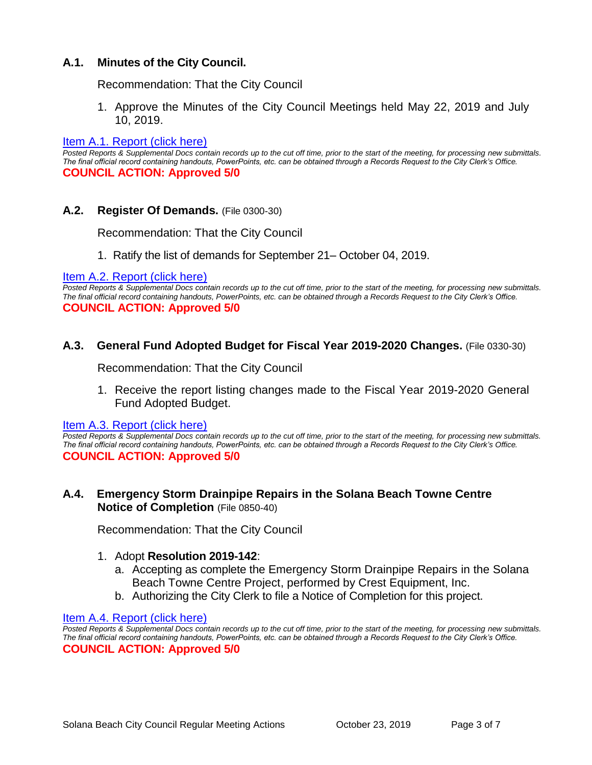### A.1. Minutes of the City Council.

Recommendation: That the City Council

1. Approve the Minutes of the City Council Meetings held May 22, 2019 and July 10, 2019.

[Item A.1. Report (click here)]

*Posted Reports & Supplemental Docs contain records up to the cut off time, prior to the start of the meeting, for processing new submittals. The final official record containing handouts, PowerPoints, etc. can be obtained through a Records Request to the City Clerk's Office.*

**COUNCIL ACTION: Approved 5/0**

### A.2. Register Of Demands. (File 0300-30)

Recommendation: That the City Council

1. Ratify the list of demands for September 21– October 04, 2019.

[Item A.2. Report (click here)]

*Posted Reports & Supplemental Docs contain records up to the cut off time, prior to the start of the meeting, for processing new submittals. The final official record containing handouts, PowerPoints, etc. can be obtained through a Records Request to the City Clerk's Office.*

**COUNCIL ACTION: Approved 5/0**

### A.3. General Fund Adopted Budget for Fiscal Year 2019-2020 Changes. (File 0330-30)

Recommendation: That the City Council

1. Receive the report listing changes made to the Fiscal Year 2019-2020 General Fund Adopted Budget.

[Item A.3. Report (click here)]

*Posted Reports & Supplemental Docs contain records up to the cut off time, prior to the start of the meeting, for processing new submittals. The final official record containing handouts, PowerPoints, etc. can be obtained through a Records Request to the City Clerk's Office.*

**COUNCIL ACTION: Approved 5/0**

### A.4. Emergency Storm Drainpipe Repairs in the Solana Beach Towne Centre Notice of Completion (File 0850-40)

Recommendation: That the City Council

1. Adopt **Resolution 2019-142**:
   a. Accepting as complete the Emergency Storm Drainpipe Repairs in the Solana Beach Towne Centre Project, performed by Crest Equipment, Inc.
   b. Authorizing the City Clerk to file a Notice of Completion for this project.

[Item A.4. Report (click here)]

*Posted Reports & Supplemental Docs contain records up to the cut off time, prior to the start of the meeting, for processing new submittals. The final official record containing handouts, PowerPoints, etc. can be obtained through a Records Request to the City Clerk's Office.*

**COUNCIL ACTION: Approved 5/0**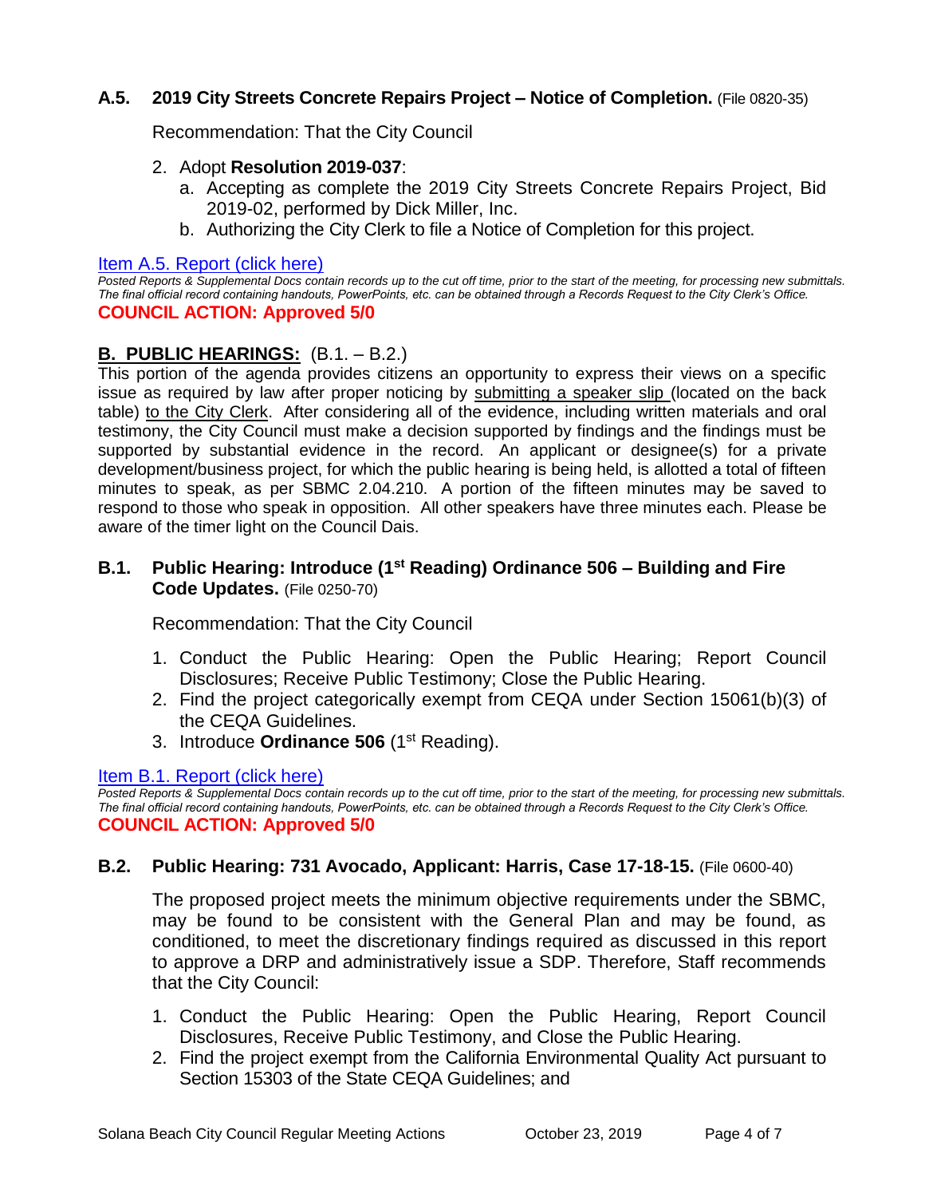### A.5. 2019 City Streets Concrete Repairs Project – Notice of Completion. (File 0820-35)

Recommendation: That the City Council

2. Adopt **Resolution 2019-037**:
   a. Accepting as complete the 2019 City Streets Concrete Repairs Project, Bid 2019-02, performed by Dick Miller, Inc.
   b. Authorizing the City Clerk to file a Notice of Completion for this project.

[Item A.5. Report (click here)]

*Posted Reports & Supplemental Docs contain records up to the cut off time, prior to the start of the meeting, for processing new submittals. The final official record containing handouts, PowerPoints, etc. can be obtained through a Records Request to the City Clerk's Office.*

**COUNCIL ACTION: Approved 5/0**

## B. PUBLIC HEARINGS: (B.1. – B.2.)

This portion of the agenda provides citizens an opportunity to express their views on a specific issue as required by law after proper noticing by submitting a speaker slip (located on the back table) to the City Clerk. After considering all of the evidence, including written materials and oral testimony, the City Council must make a decision supported by findings and the findings must be supported by substantial evidence in the record. An applicant or designee(s) for a private development/business project, for which the public hearing is being held, is allotted a total of fifteen minutes to speak, as per SBMC 2.04.210. A portion of the fifteen minutes may be saved to respond to those who speak in opposition. All other speakers have three minutes each. Please be aware of the timer light on the Council Dais.

### B.1. Public Hearing: Introduce (1st Reading) Ordinance 506 – Building and Fire Code Updates. (File 0250-70)

Recommendation: That the City Council

1. Conduct the Public Hearing: Open the Public Hearing; Report Council Disclosures; Receive Public Testimony; Close the Public Hearing.
2. Find the project categorically exempt from CEQA under Section 15061(b)(3) of the CEQA Guidelines.
3. Introduce **Ordinance 506** (1st Reading).

[Item B.1. Report (click here)]

*Posted Reports & Supplemental Docs contain records up to the cut off time, prior to the start of the meeting, for processing new submittals. The final official record containing handouts, PowerPoints, etc. can be obtained through a Records Request to the City Clerk's Office.*

**COUNCIL ACTION: Approved 5/0**

### B.2. Public Hearing: 731 Avocado, Applicant: Harris, Case 17-18-15. (File 0600-40)

The proposed project meets the minimum objective requirements under the SBMC, may be found to be consistent with the General Plan and may be found, as conditioned, to meet the discretionary findings required as discussed in this report to approve a DRP and administratively issue a SDP. Therefore, Staff recommends that the City Council:

1. Conduct the Public Hearing: Open the Public Hearing, Report Council Disclosures, Receive Public Testimony, and Close the Public Hearing.
2. Find the project exempt from the California Environmental Quality Act pursuant to Section 15303 of the State CEQA Guidelines; and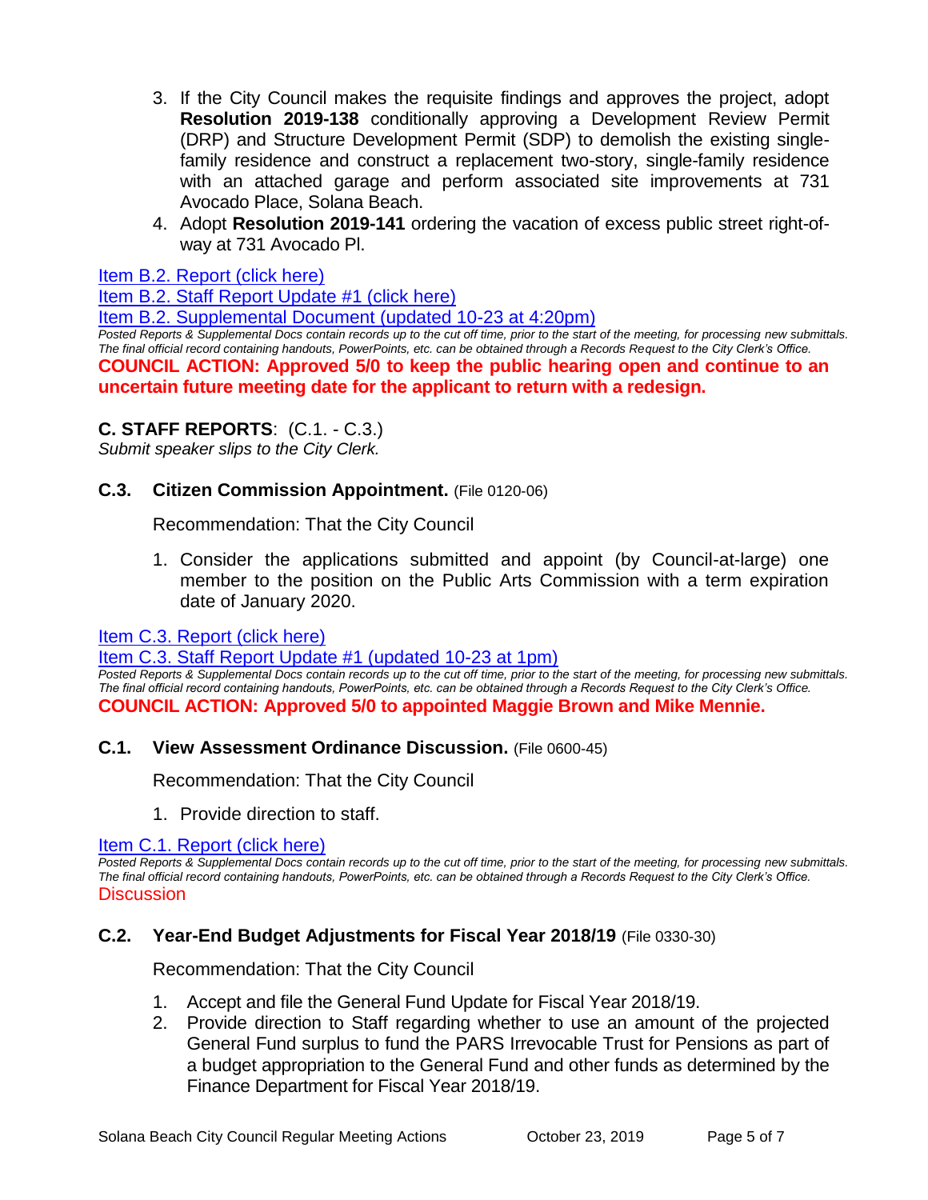3. If the City Council makes the requisite findings and approves the project, adopt **Resolution 2019-138** conditionally approving a Development Review Permit (DRP) and Structure Development Permit (SDP) to demolish the existing single-family residence and construct a replacement two-story, single-family residence with an attached garage and perform associated site improvements at 731 Avocado Place, Solana Beach.
4. Adopt **Resolution 2019-141** ordering the vacation of excess public street right-of-way at 731 Avocado Pl.

Item B.2. Report (click here)
Item B.2. Staff Report Update #1 (click here)
Item B.2. Supplemental Document (updated 10-23 at 4:20pm)

*Posted Reports & Supplemental Docs contain records up to the cut off time, prior to the start of the meeting, for processing new submittals. The final official record containing handouts, PowerPoints, etc. can be obtained through a Records Request to the City Clerk's Office.*

**COUNCIL ACTION: Approved 5/0 to keep the public hearing open and continue to an uncertain future meeting date for the applicant to return with a redesign.**

## C. STAFF REPORTS: (C.1. - C.3.)

*Submit speaker slips to the City Clerk.*

### C.3. Citizen Commission Appointment. (File 0120-06)

Recommendation: That the City Council

1. Consider the applications submitted and appoint (by Council-at-large) one member to the position on the Public Arts Commission with a term expiration date of January 2020.

Item C.3. Report (click here)
Item C.3. Staff Report Update #1 (updated 10-23 at 1pm)

*Posted Reports & Supplemental Docs contain records up to the cut off time, prior to the start of the meeting, for processing new submittals. The final official record containing handouts, PowerPoints, etc. can be obtained through a Records Request to the City Clerk's Office.*

**COUNCIL ACTION: Approved 5/0 to appointed Maggie Brown and Mike Mennie.**

### C.1. View Assessment Ordinance Discussion. (File 0600-45)

Recommendation: That the City Council

1. Provide direction to staff.

Item C.1. Report (click here)

*Posted Reports & Supplemental Docs contain records up to the cut off time, prior to the start of the meeting, for processing new submittals. The final official record containing handouts, PowerPoints, etc. can be obtained through a Records Request to the City Clerk's Office.*

Discussion

### C.2. Year-End Budget Adjustments for Fiscal Year 2018/19 (File 0330-30)

Recommendation: That the City Council

1. Accept and file the General Fund Update for Fiscal Year 2018/19.
2. Provide direction to Staff regarding whether to use an amount of the projected General Fund surplus to fund the PARS Irrevocable Trust for Pensions as part of a budget appropriation to the General Fund and other funds as determined by the Finance Department for Fiscal Year 2018/19.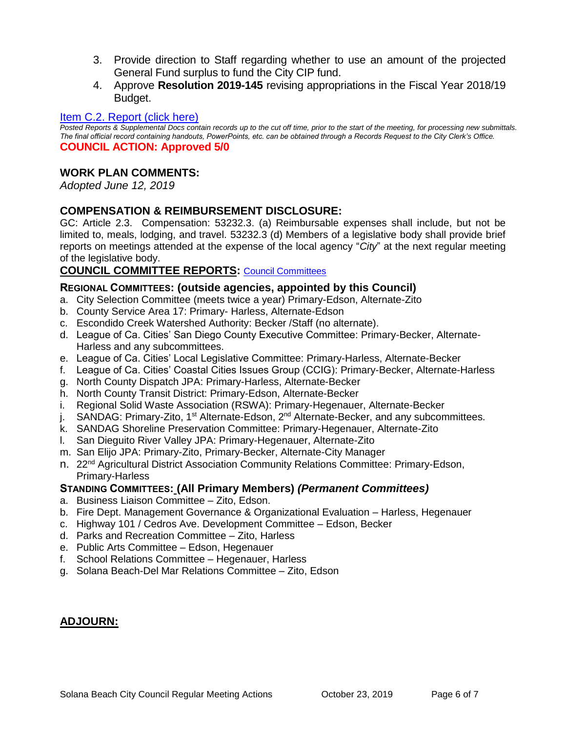3. Provide direction to Staff regarding whether to use an amount of the projected General Fund surplus to fund the City CIP fund.
4. Approve **Resolution 2019-145** revising appropriations in the Fiscal Year 2018/19 Budget.

[Item C.2. Report (click here)]

*Posted Reports & Supplemental Docs contain records up to the cut off time, prior to the start of the meeting, for processing new submittals. The final official record containing handouts, PowerPoints, etc. can be obtained through a Records Request to the City Clerk's Office.*

**COUNCIL ACTION: Approved 5/0**

## WORK PLAN COMMENTS:

*Adopted June 12, 2019*

## COMPENSATION & REIMBURSEMENT DISCLOSURE:

GC: Article 2.3. Compensation: 53232.3. (a) Reimbursable expenses shall include, but not be limited to, meals, lodging, and travel. 53232.3 (d) Members of a legislative body shall provide brief reports on meetings attended at the expense of the local agency "*City*" at the next regular meeting of the legislative body.

## COUNCIL COMMITTEE REPORTS: [Council Committees]

### REGIONAL COMMITTEES: (outside agencies, appointed by this Council)

a. City Selection Committee (meets twice a year) Primary-Edson, Alternate-Zito
b. County Service Area 17: Primary- Harless, Alternate-Edson
c. Escondido Creek Watershed Authority: Becker /Staff (no alternate).
d. League of Ca. Cities' San Diego County Executive Committee: Primary-Becker, Alternate-Harless and any subcommittees.
e. League of Ca. Cities' Local Legislative Committee: Primary-Harless, Alternate-Becker
f. League of Ca. Cities' Coastal Cities Issues Group (CCIG): Primary-Becker, Alternate-Harless
g. North County Dispatch JPA: Primary-Harless, Alternate-Becker
h. North County Transit District: Primary-Edson, Alternate-Becker
i. Regional Solid Waste Association (RSWA): Primary-Hegenauer, Alternate-Becker
j. SANDAG: Primary-Zito, 1st Alternate-Edson, 2nd Alternate-Becker, and any subcommittees.
k. SANDAG Shoreline Preservation Committee: Primary-Hegenauer, Alternate-Zito
l. San Dieguito River Valley JPA: Primary-Hegenauer, Alternate-Zito
m. San Elijo JPA: Primary-Zito, Primary-Becker, Alternate-City Manager
n. 22nd Agricultural District Association Community Relations Committee: Primary-Edson, Primary-Harless

### STANDING COMMITTEES: (All Primary Members) *(Permanent Committees)*

a. Business Liaison Committee – Zito, Edson.
b. Fire Dept. Management Governance & Organizational Evaluation – Harless, Hegenauer
c. Highway 101 / Cedros Ave. Development Committee – Edson, Becker
d. Parks and Recreation Committee – Zito, Harless
e. Public Arts Committee – Edson, Hegenauer
f. School Relations Committee – Hegenauer, Harless
g. Solana Beach-Del Mar Relations Committee – Zito, Edson

## ADJOURN: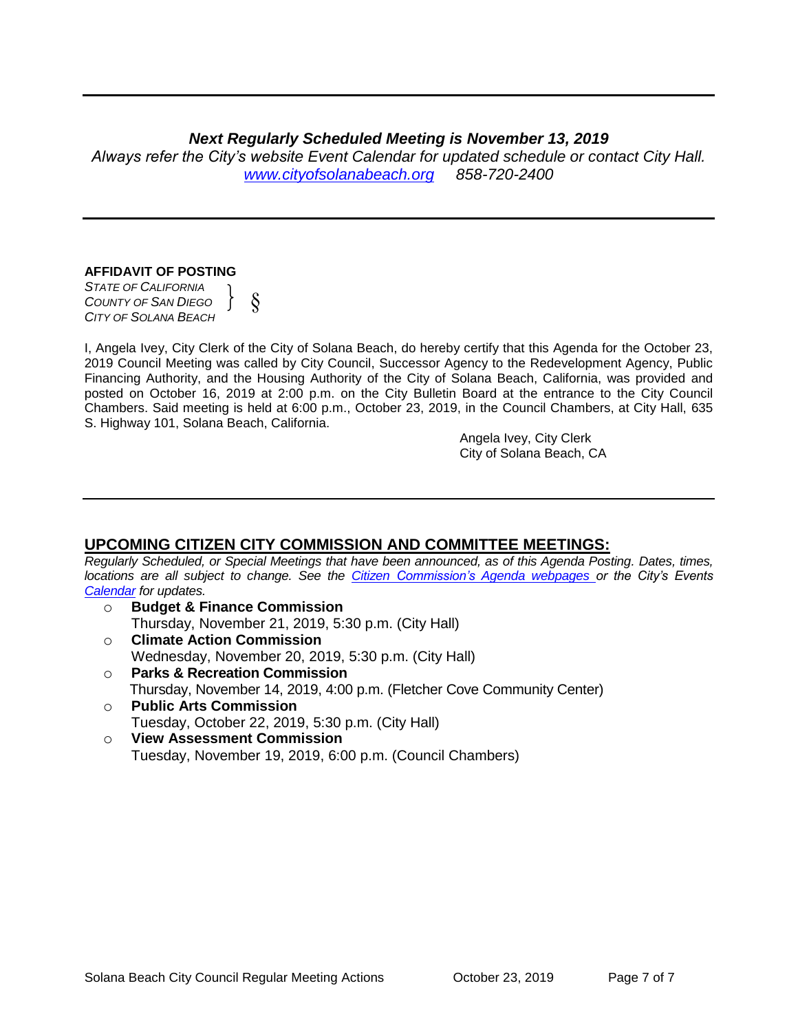---

***Next Regularly Scheduled Meeting is November 13, 2019***

*Always refer the City's website Event Calendar for updated schedule or contact City Hall.*
*www.cityofsolanabeach.org 858-720-2400*

---

**AFFIDAVIT OF POSTING**

*STATE OF CALIFORNIA*
*COUNTY OF SAN DIEGO* } §
*CITY OF SOLANA BEACH*

I, Angela Ivey, City Clerk of the City of Solana Beach, do hereby certify that this Agenda for the October 23, 2019 Council Meeting was called by City Council, Successor Agency to the Redevelopment Agency, Public Financing Authority, and the Housing Authority of the City of Solana Beach, California, was provided and posted on October 16, 2019 at 2:00 p.m. on the City Bulletin Board at the entrance to the City Council Chambers. Said meeting is held at 6:00 p.m., October 23, 2019, in the Council Chambers, at City Hall, 635 S. Highway 101, Solana Beach, California.

Angela Ivey, City Clerk
City of Solana Beach, CA

---

## UPCOMING CITIZEN CITY COMMISSION AND COMMITTEE MEETINGS:

*Regularly Scheduled, or Special Meetings that have been announced, as of this Agenda Posting. Dates, times, locations are all subject to change. See the Citizen Commission's Agenda webpages or the City's Events Calendar for updates.*

- **Budget & Finance Commission**
  Thursday, November 21, 2019, 5:30 p.m. (City Hall)
- **Climate Action Commission**
  Wednesday, November 20, 2019, 5:30 p.m. (City Hall)
- **Parks & Recreation Commission**
  Thursday, November 14, 2019, 4:00 p.m. (Fletcher Cove Community Center)
- **Public Arts Commission**
  Tuesday, October 22, 2019, 5:30 p.m. (City Hall)
- **View Assessment Commission**
  Tuesday, November 19, 2019, 6:00 p.m. (Council Chambers)